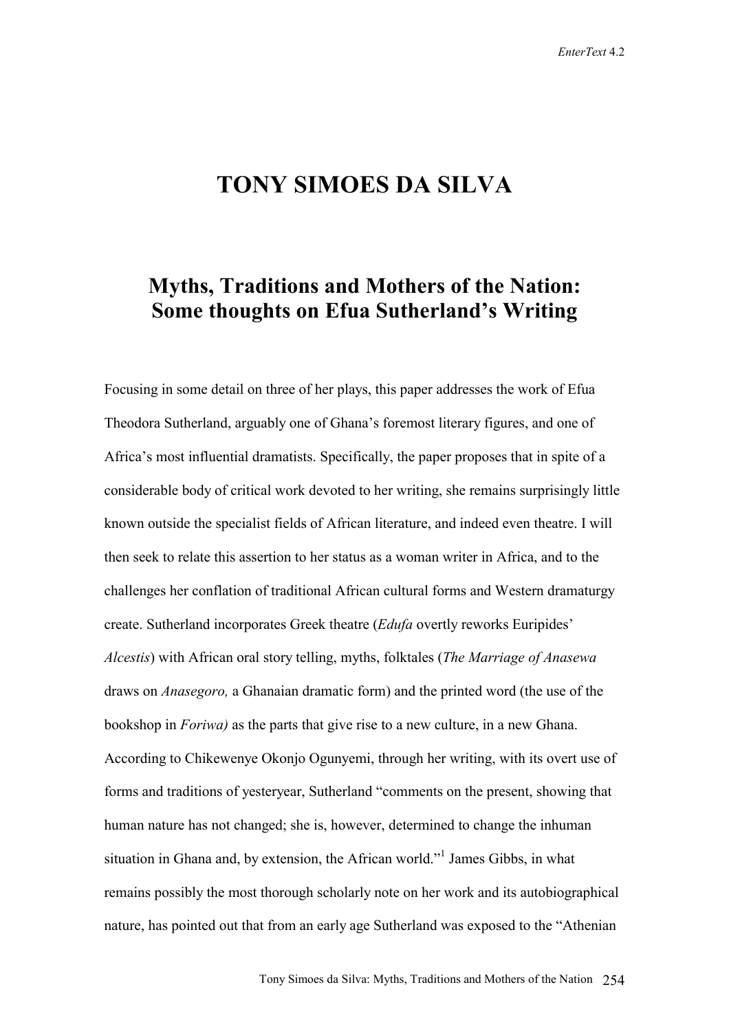# TONY SIMOES DA SILVA

## Myths, Traditions and Mothers of the Nation: Some thoughts on Efua Sutherland's Writing

Focusing in some detail on three of her plays, this paper addresses the work of Efua Theodora Sutherland, arguably one of Ghana's foremost literary figures, and one of Africa's most influential dramatists. Specifically, the paper proposes that in spite of a considerable body of critical work devoted to her writing, she remains surprisingly little known outside the specialist fields of African literature, and indeed even theatre. I will then seek to relate this assertion to her status as a woman writer in Africa, and to the challenges her conflation of traditional African cultural forms and Western dramaturgy create. Sutherland incorporates Greek theatre (*Edufa* overtly reworks Euripides' *Alcestis*) with African oral story telling, myths, folktales (*The Marriage of Anasewa* draws on *Anasegoro,* a Ghanaian dramatic form) and the printed word (the use of the bookshop in *Foriwa)* as the parts that give rise to a new culture, in a new Ghana. According to Chikewenye Okonjo Ogunyemi, through her writing, with its overt use of forms and traditions of yesteryear, Sutherland "comments on the present, showing that human nature has not changed; she is, however, determined to change the inhuman situation in Ghana and, by extension, the African world."[1] James Gibbs, in what remains possibly the most thorough scholarly note on her work and its autobiographical nature, has pointed out that from an early age Sutherland was exposed to the "Athenian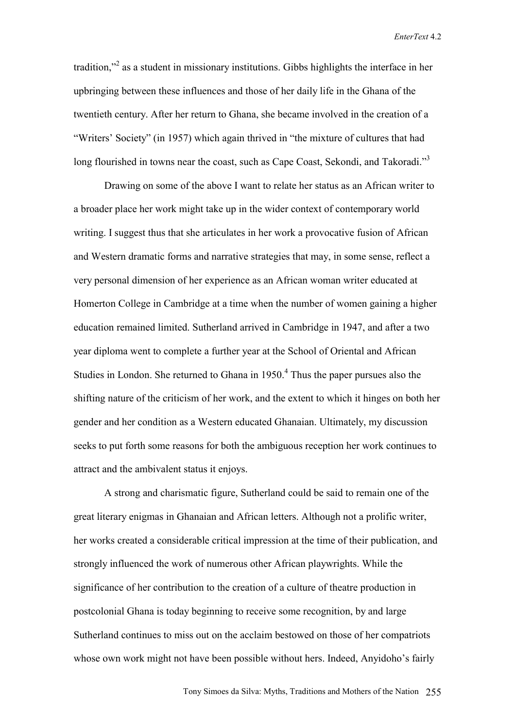tradition,"[2] as a student in missionary institutions. Gibbs highlights the interface in her upbringing between these influences and those of her daily life in the Ghana of the twentieth century. After her return to Ghana, she became involved in the creation of a "Writers' Society" (in 1957) which again thrived in "the mixture of cultures that had long flourished in towns near the coast, such as Cape Coast, Sekondi, and Takoradi."[3]

Drawing on some of the above I want to relate her status as an African writer to a broader place her work might take up in the wider context of contemporary world writing. I suggest thus that she articulates in her work a provocative fusion of African and Western dramatic forms and narrative strategies that may, in some sense, reflect a very personal dimension of her experience as an African woman writer educated at Homerton College in Cambridge at a time when the number of women gaining a higher education remained limited. Sutherland arrived in Cambridge in 1947, and after a two year diploma went to complete a further year at the School of Oriental and African Studies in London. She returned to Ghana in 1950.[4] Thus the paper pursues also the shifting nature of the criticism of her work, and the extent to which it hinges on both her gender and her condition as a Western educated Ghanaian. Ultimately, my discussion seeks to put forth some reasons for both the ambiguous reception her work continues to attract and the ambivalent status it enjoys.

A strong and charismatic figure, Sutherland could be said to remain one of the great literary enigmas in Ghanaian and African letters. Although not a prolific writer, her works created a considerable critical impression at the time of their publication, and strongly influenced the work of numerous other African playwrights. While the significance of her contribution to the creation of a culture of theatre production in postcolonial Ghana is today beginning to receive some recognition, by and large Sutherland continues to miss out on the acclaim bestowed on those of her compatriots whose own work might not have been possible without hers. Indeed, Anyidoho's fairly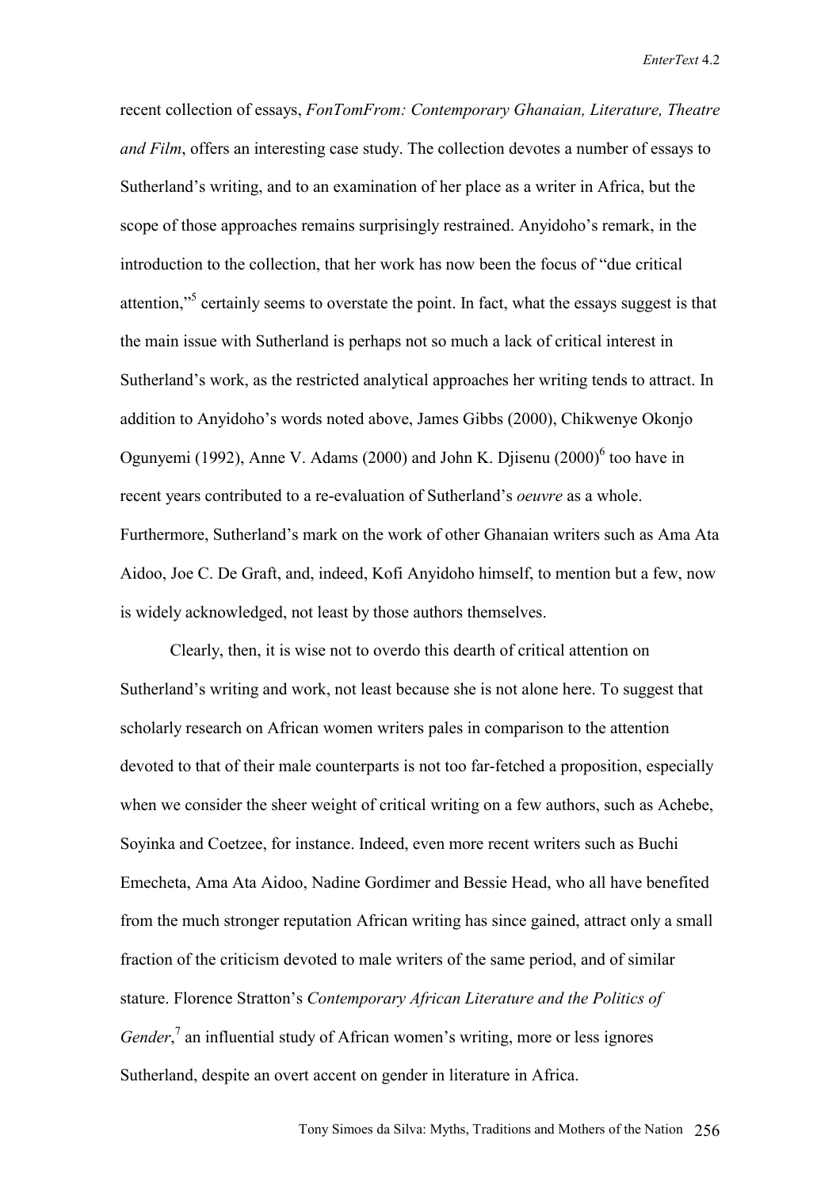recent collection of essays, *FonTomFrom: Contemporary Ghanaian, Literature, Theatre and Film*, offers an interesting case study. The collection devotes a number of essays to Sutherland's writing, and to an examination of her place as a writer in Africa, but the scope of those approaches remains surprisingly restrained. Anyidoho's remark, in the introduction to the collection, that her work has now been the focus of "due critical attention,"[5] certainly seems to overstate the point. In fact, what the essays suggest is that the main issue with Sutherland is perhaps not so much a lack of critical interest in Sutherland's work, as the restricted analytical approaches her writing tends to attract. In addition to Anyidoho's words noted above, James Gibbs (2000), Chikwenye Okonjo Ogunyemi (1992), Anne V. Adams (2000) and John K. Djisenu (2000)[6] too have in recent years contributed to a re-evaluation of Sutherland's *oeuvre* as a whole. Furthermore, Sutherland's mark on the work of other Ghanaian writers such as Ama Ata Aidoo, Joe C. De Graft, and, indeed, Kofi Anyidoho himself, to mention but a few, now is widely acknowledged, not least by those authors themselves.

Clearly, then, it is wise not to overdo this dearth of critical attention on Sutherland's writing and work, not least because she is not alone here. To suggest that scholarly research on African women writers pales in comparison to the attention devoted to that of their male counterparts is not too far-fetched a proposition, especially when we consider the sheer weight of critical writing on a few authors, such as Achebe, Soyinka and Coetzee, for instance. Indeed, even more recent writers such as Buchi Emecheta, Ama Ata Aidoo, Nadine Gordimer and Bessie Head, who all have benefited from the much stronger reputation African writing has since gained, attract only a small fraction of the criticism devoted to male writers of the same period, and of similar stature. Florence Stratton's *Contemporary African Literature and the Politics of Gender*,[7] an influential study of African women's writing, more or less ignores Sutherland, despite an overt accent on gender in literature in Africa.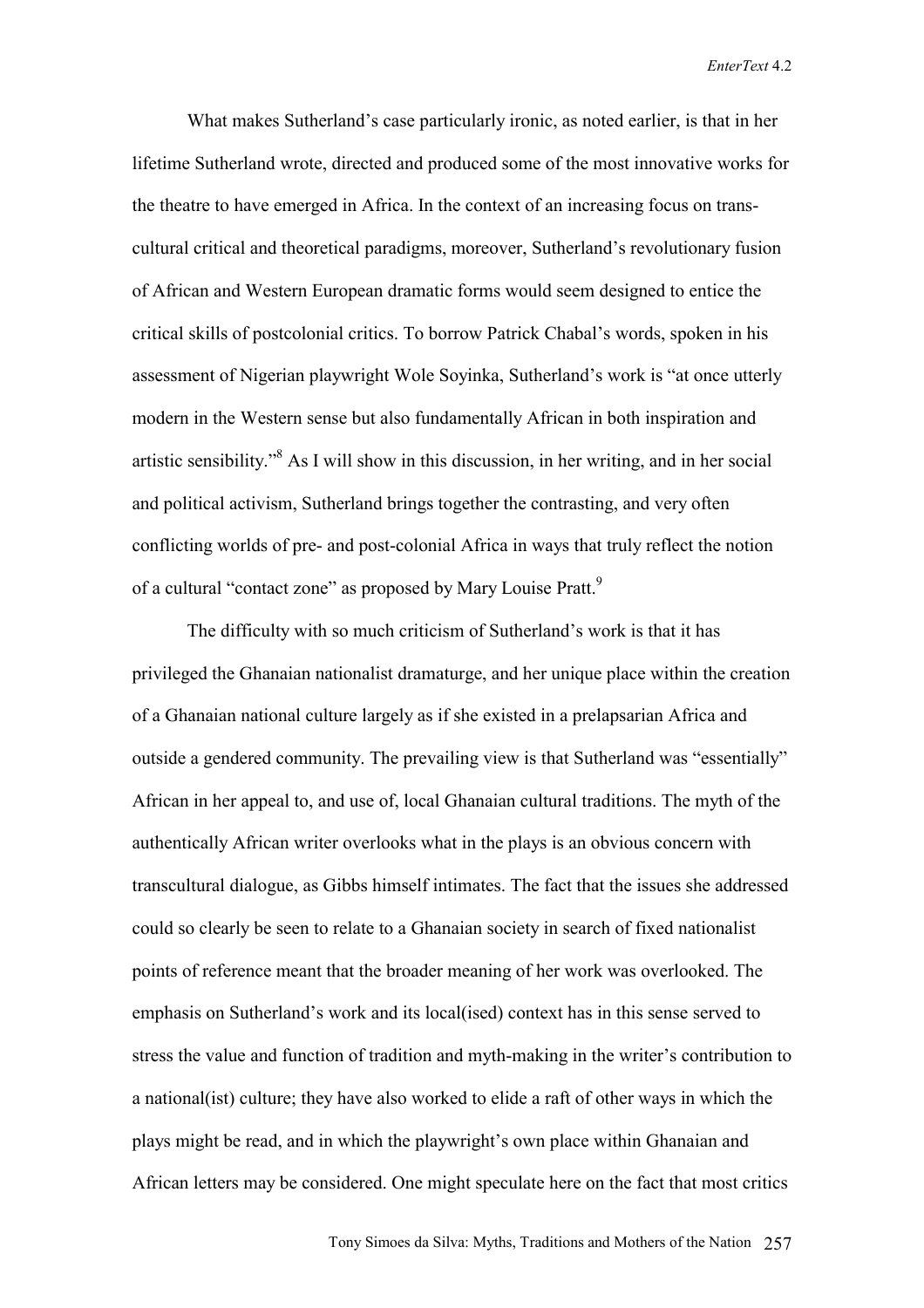What makes Sutherland's case particularly ironic, as noted earlier, is that in her lifetime Sutherland wrote, directed and produced some of the most innovative works for the theatre to have emerged in Africa. In the context of an increasing focus on trans-cultural critical and theoretical paradigms, moreover, Sutherland's revolutionary fusion of African and Western European dramatic forms would seem designed to entice the critical skills of postcolonial critics. To borrow Patrick Chabal's words, spoken in his assessment of Nigerian playwright Wole Soyinka, Sutherland's work is "at once utterly modern in the Western sense but also fundamentally African in both inspiration and artistic sensibility."[8] As I will show in this discussion, in her writing, and in her social and political activism, Sutherland brings together the contrasting, and very often conflicting worlds of pre- and post-colonial Africa in ways that truly reflect the notion of a cultural "contact zone" as proposed by Mary Louise Pratt.[9]

The difficulty with so much criticism of Sutherland's work is that it has privileged the Ghanaian nationalist dramaturge, and her unique place within the creation of a Ghanaian national culture largely as if she existed in a prelapsarian Africa and outside a gendered community. The prevailing view is that Sutherland was "essentially" African in her appeal to, and use of, local Ghanaian cultural traditions. The myth of the authentically African writer overlooks what in the plays is an obvious concern with transcultural dialogue, as Gibbs himself intimates. The fact that the issues she addressed could so clearly be seen to relate to a Ghanaian society in search of fixed nationalist points of reference meant that the broader meaning of her work was overlooked. The emphasis on Sutherland's work and its local(ised) context has in this sense served to stress the value and function of tradition and myth-making in the writer's contribution to a national(ist) culture; they have also worked to elide a raft of other ways in which the plays might be read, and in which the playwright's own place within Ghanaian and African letters may be considered. One might speculate here on the fact that most critics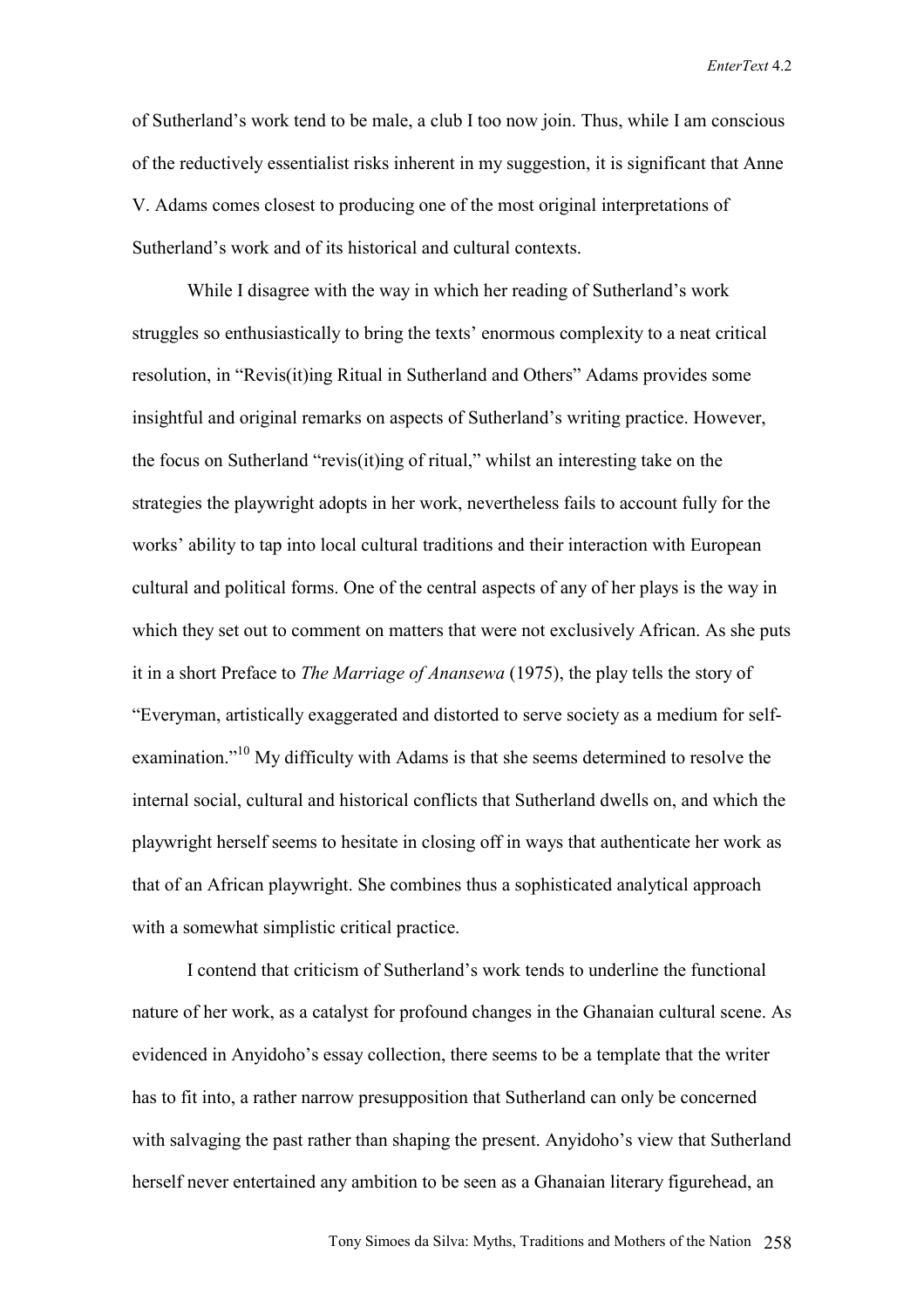of Sutherland's work tend to be male, a club I too now join. Thus, while I am conscious of the reductively essentialist risks inherent in my suggestion, it is significant that Anne V. Adams comes closest to producing one of the most original interpretations of Sutherland's work and of its historical and cultural contexts.

While I disagree with the way in which her reading of Sutherland's work struggles so enthusiastically to bring the texts' enormous complexity to a neat critical resolution, in "Revis(it)ing Ritual in Sutherland and Others" Adams provides some insightful and original remarks on aspects of Sutherland's writing practice. However, the focus on Sutherland "revis(it)ing of ritual," whilst an interesting take on the strategies the playwright adopts in her work, nevertheless fails to account fully for the works' ability to tap into local cultural traditions and their interaction with European cultural and political forms. One of the central aspects of any of her plays is the way in which they set out to comment on matters that were not exclusively African. As she puts it in a short Preface to *The Marriage of Anansewa* (1975), the play tells the story of "Everyman, artistically exaggerated and distorted to serve society as a medium for self-examination."[10] My difficulty with Adams is that she seems determined to resolve the internal social, cultural and historical conflicts that Sutherland dwells on, and which the playwright herself seems to hesitate in closing off in ways that authenticate her work as that of an African playwright. She combines thus a sophisticated analytical approach with a somewhat simplistic critical practice.

I contend that criticism of Sutherland's work tends to underline the functional nature of her work, as a catalyst for profound changes in the Ghanaian cultural scene. As evidenced in Anyidoho's essay collection, there seems to be a template that the writer has to fit into, a rather narrow presupposition that Sutherland can only be concerned with salvaging the past rather than shaping the present. Anyidoho's view that Sutherland herself never entertained any ambition to be seen as a Ghanaian literary figurehead, an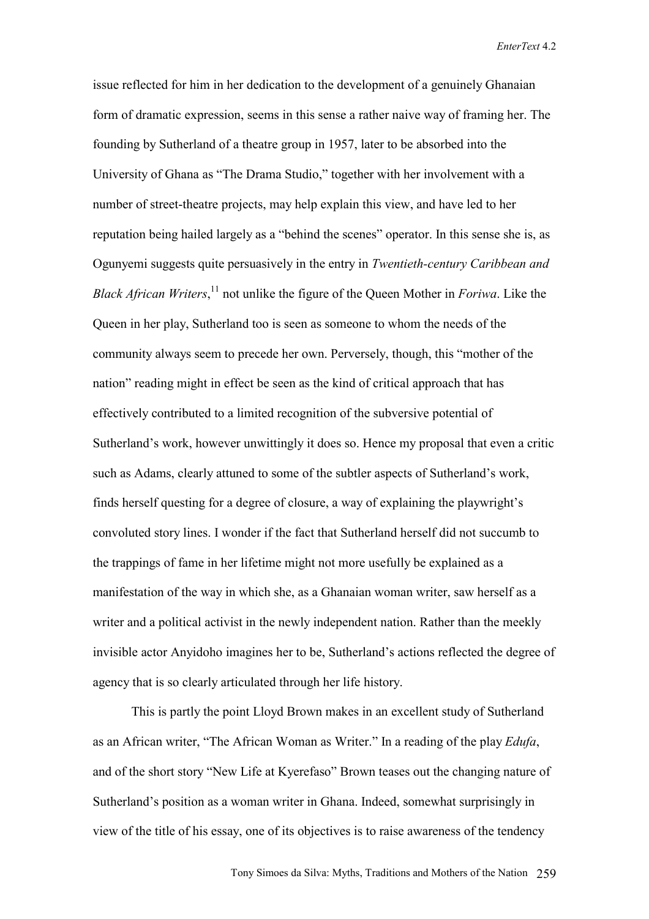issue reflected for him in her dedication to the development of a genuinely Ghanaian form of dramatic expression, seems in this sense a rather naive way of framing her. The founding by Sutherland of a theatre group in 1957, later to be absorbed into the University of Ghana as "The Drama Studio," together with her involvement with a number of street-theatre projects, may help explain this view, and have led to her reputation being hailed largely as a "behind the scenes" operator. In this sense she is, as Ogunyemi suggests quite persuasively in the entry in *Twentieth-century Caribbean and Black African Writers*,[11] not unlike the figure of the Queen Mother in *Foriwa*. Like the Queen in her play, Sutherland too is seen as someone to whom the needs of the community always seem to precede her own. Perversely, though, this "mother of the nation" reading might in effect be seen as the kind of critical approach that has effectively contributed to a limited recognition of the subversive potential of Sutherland's work, however unwittingly it does so. Hence my proposal that even a critic such as Adams, clearly attuned to some of the subtler aspects of Sutherland's work, finds herself questing for a degree of closure, a way of explaining the playwright's convoluted story lines. I wonder if the fact that Sutherland herself did not succumb to the trappings of fame in her lifetime might not more usefully be explained as a manifestation of the way in which she, as a Ghanaian woman writer, saw herself as a writer and a political activist in the newly independent nation. Rather than the meekly invisible actor Anyidoho imagines her to be, Sutherland's actions reflected the degree of agency that is so clearly articulated through her life history.

This is partly the point Lloyd Brown makes in an excellent study of Sutherland as an African writer, "The African Woman as Writer." In a reading of the play *Edufa*, and of the short story "New Life at Kyerefaso" Brown teases out the changing nature of Sutherland's position as a woman writer in Ghana. Indeed, somewhat surprisingly in view of the title of his essay, one of its objectives is to raise awareness of the tendency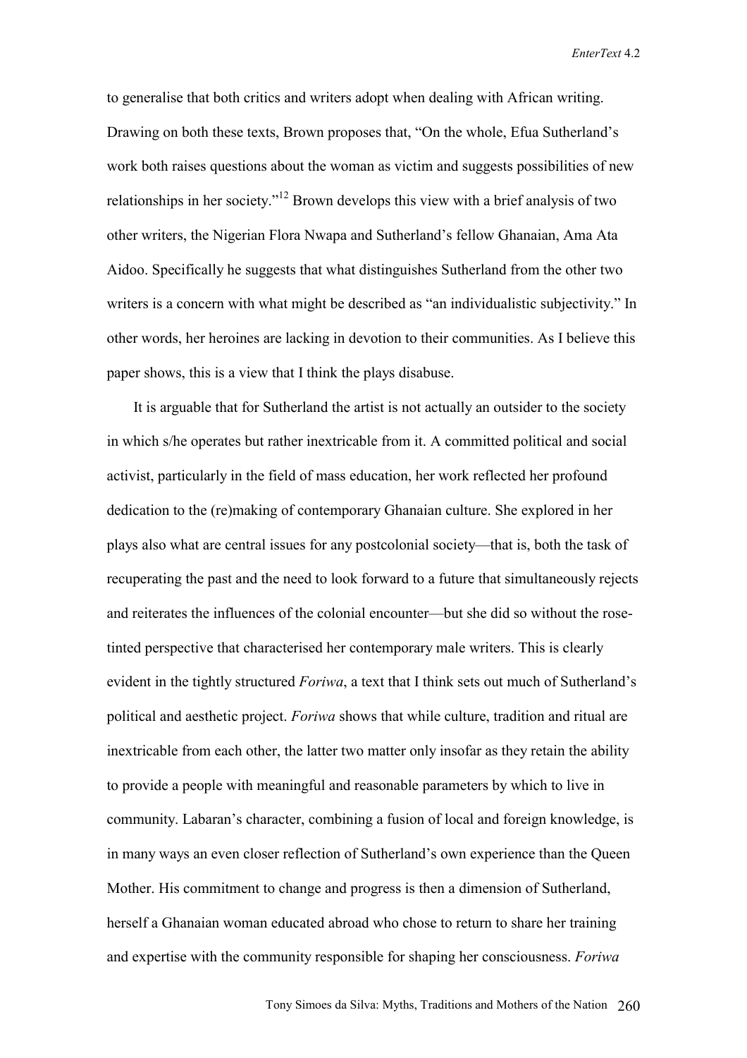to generalise that both critics and writers adopt when dealing with African writing. Drawing on both these texts, Brown proposes that, "On the whole, Efua Sutherland's work both raises questions about the woman as victim and suggests possibilities of new relationships in her society."[12] Brown develops this view with a brief analysis of two other writers, the Nigerian Flora Nwapa and Sutherland's fellow Ghanaian, Ama Ata Aidoo. Specifically he suggests that what distinguishes Sutherland from the other two writers is a concern with what might be described as "an individualistic subjectivity." In other words, her heroines are lacking in devotion to their communities. As I believe this paper shows, this is a view that I think the plays disabuse.

It is arguable that for Sutherland the artist is not actually an outsider to the society in which s/he operates but rather inextricable from it. A committed political and social activist, particularly in the field of mass education, her work reflected her profound dedication to the (re)making of contemporary Ghanaian culture. She explored in her plays also what are central issues for any postcolonial society—that is, both the task of recuperating the past and the need to look forward to a future that simultaneously rejects and reiterates the influences of the colonial encounter—but she did so without the rose-tinted perspective that characterised her contemporary male writers. This is clearly evident in the tightly structured *Foriwa*, a text that I think sets out much of Sutherland's political and aesthetic project. *Foriwa* shows that while culture, tradition and ritual are inextricable from each other, the latter two matter only insofar as they retain the ability to provide a people with meaningful and reasonable parameters by which to live in community. Labaran's character, combining a fusion of local and foreign knowledge, is in many ways an even closer reflection of Sutherland's own experience than the Queen Mother. His commitment to change and progress is then a dimension of Sutherland, herself a Ghanaian woman educated abroad who chose to return to share her training and expertise with the community responsible for shaping her consciousness. *Foriwa*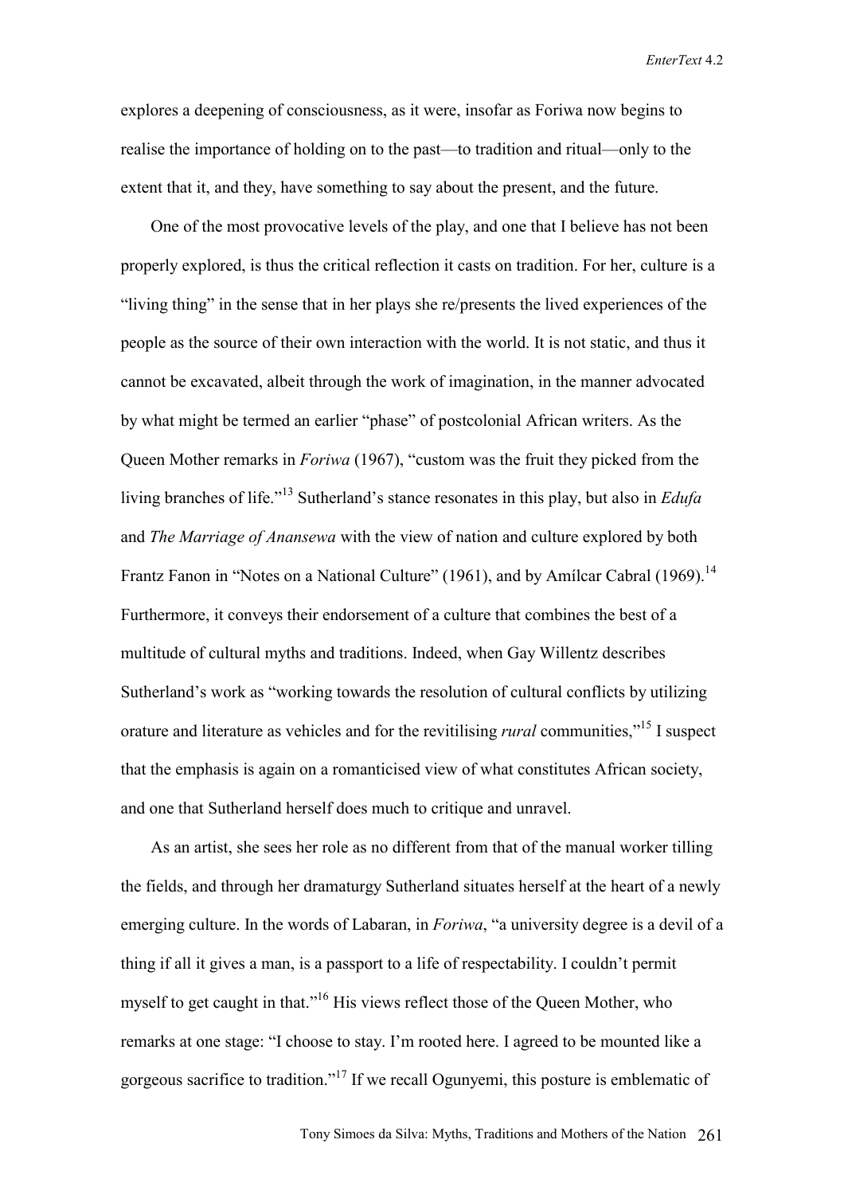explores a deepening of consciousness, as it were, insofar as Foriwa now begins to realise the importance of holding on to the past—to tradition and ritual—only to the extent that it, and they, have something to say about the present, and the future.

One of the most provocative levels of the play, and one that I believe has not been properly explored, is thus the critical reflection it casts on tradition. For her, culture is a "living thing" in the sense that in her plays she re/presents the lived experiences of the people as the source of their own interaction with the world. It is not static, and thus it cannot be excavated, albeit through the work of imagination, in the manner advocated by what might be termed an earlier "phase" of postcolonial African writers. As the Queen Mother remarks in *Foriwa* (1967), "custom was the fruit they picked from the living branches of life."[13] Sutherland's stance resonates in this play, but also in *Edufa* and *The Marriage of Anansewa* with the view of nation and culture explored by both Frantz Fanon in "Notes on a National Culture" (1961), and by Amílcar Cabral (1969).[14] Furthermore, it conveys their endorsement of a culture that combines the best of a multitude of cultural myths and traditions. Indeed, when Gay Willentz describes Sutherland's work as "working towards the resolution of cultural conflicts by utilizing orature and literature as vehicles and for the revitilising *rural* communities,"[15] I suspect that the emphasis is again on a romanticised view of what constitutes African society, and one that Sutherland herself does much to critique and unravel.

As an artist, she sees her role as no different from that of the manual worker tilling the fields, and through her dramaturgy Sutherland situates herself at the heart of a newly emerging culture. In the words of Labaran, in *Foriwa*, "a university degree is a devil of a thing if all it gives a man, is a passport to a life of respectability. I couldn't permit myself to get caught in that."[16] His views reflect those of the Queen Mother, who remarks at one stage: "I choose to stay. I'm rooted here. I agreed to be mounted like a gorgeous sacrifice to tradition."[17] If we recall Ogunyemi, this posture is emblematic of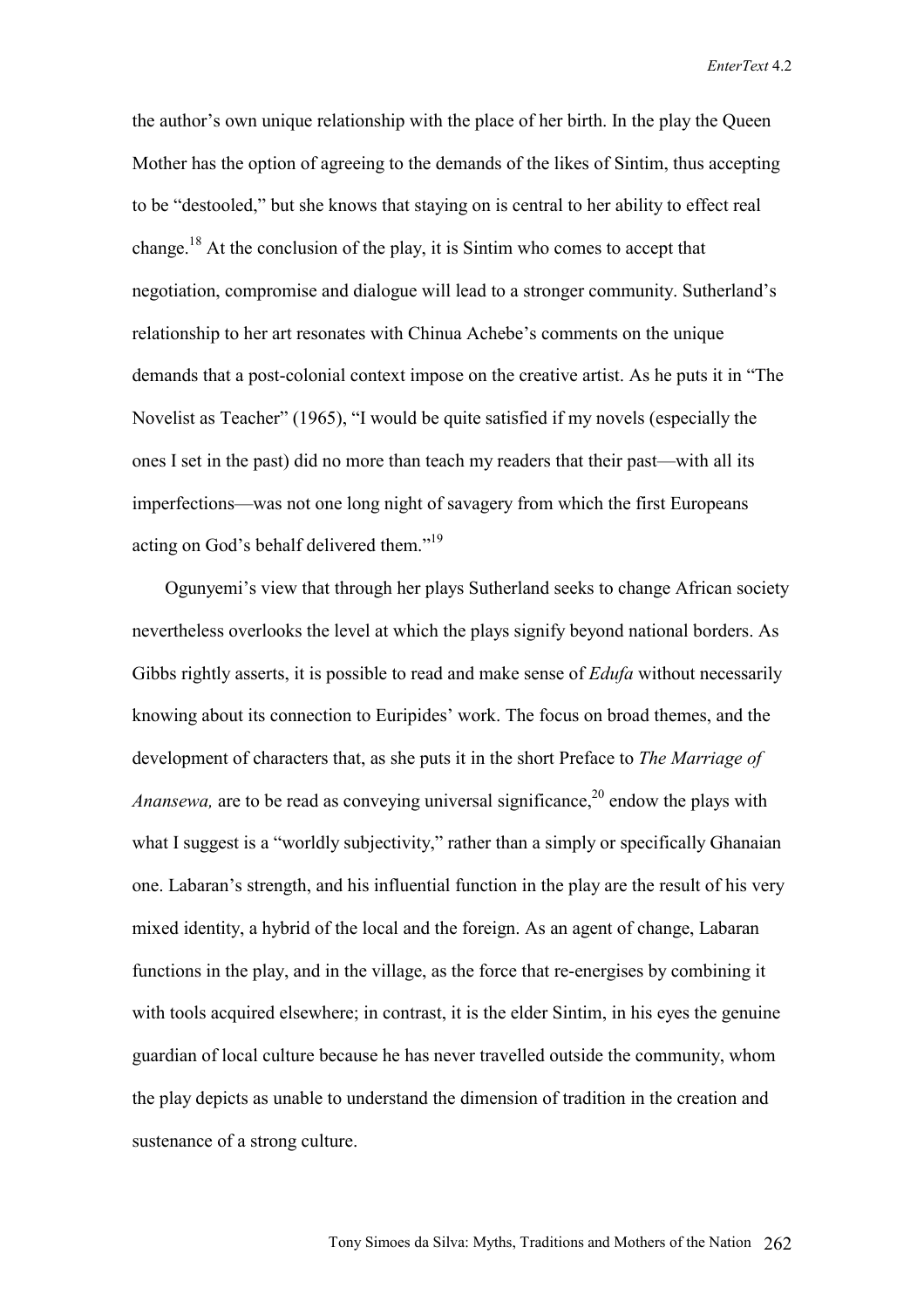the author's own unique relationship with the place of her birth. In the play the Queen Mother has the option of agreeing to the demands of the likes of Sintim, thus accepting to be "destooled," but she knows that staying on is central to her ability to effect real change.[18] At the conclusion of the play, it is Sintim who comes to accept that negotiation, compromise and dialogue will lead to a stronger community. Sutherland's relationship to her art resonates with Chinua Achebe's comments on the unique demands that a post-colonial context impose on the creative artist. As he puts it in "The Novelist as Teacher" (1965), "I would be quite satisfied if my novels (especially the ones I set in the past) did no more than teach my readers that their past—with all its imperfections—was not one long night of savagery from which the first Europeans acting on God's behalf delivered them."[19]

Ogunyemi's view that through her plays Sutherland seeks to change African society nevertheless overlooks the level at which the plays signify beyond national borders. As Gibbs rightly asserts, it is possible to read and make sense of *Edufa* without necessarily knowing about its connection to Euripides' work. The focus on broad themes, and the development of characters that, as she puts it in the short Preface to *The Marriage of Anansewa,* are to be read as conveying universal significance,[20] endow the plays with what I suggest is a "worldly subjectivity," rather than a simply or specifically Ghanaian one. Labaran's strength, and his influential function in the play are the result of his very mixed identity, a hybrid of the local and the foreign. As an agent of change, Labaran functions in the play, and in the village, as the force that re-energises by combining it with tools acquired elsewhere; in contrast, it is the elder Sintim, in his eyes the genuine guardian of local culture because he has never travelled outside the community, whom the play depicts as unable to understand the dimension of tradition in the creation and sustenance of a strong culture.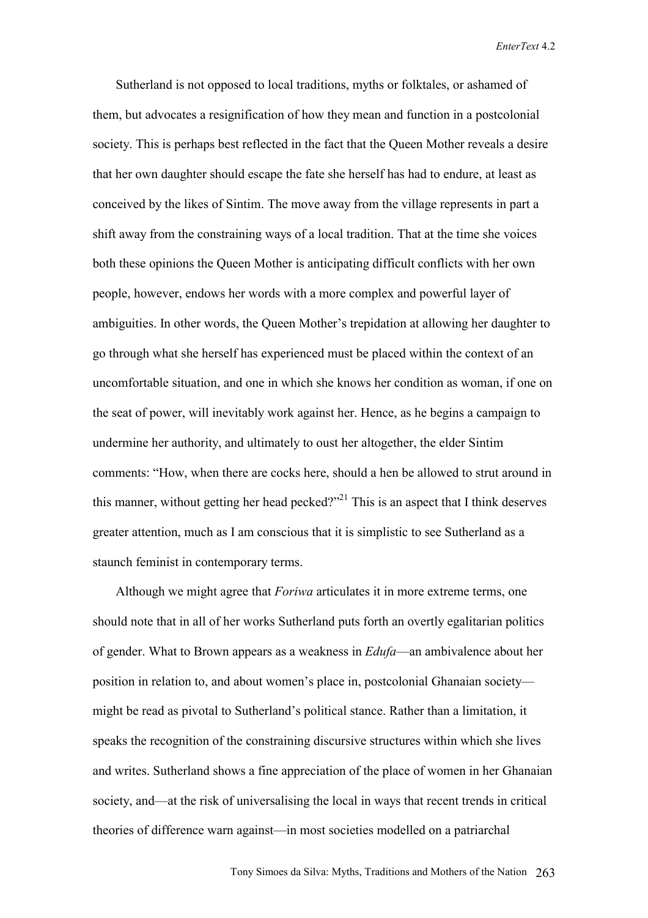Sutherland is not opposed to local traditions, myths or folktales, or ashamed of them, but advocates a resignification of how they mean and function in a postcolonial society. This is perhaps best reflected in the fact that the Queen Mother reveals a desire that her own daughter should escape the fate she herself has had to endure, at least as conceived by the likes of Sintim. The move away from the village represents in part a shift away from the constraining ways of a local tradition. That at the time she voices both these opinions the Queen Mother is anticipating difficult conflicts with her own people, however, endows her words with a more complex and powerful layer of ambiguities. In other words, the Queen Mother's trepidation at allowing her daughter to go through what she herself has experienced must be placed within the context of an uncomfortable situation, and one in which she knows her condition as woman, if one on the seat of power, will inevitably work against her. Hence, as he begins a campaign to undermine her authority, and ultimately to oust her altogether, the elder Sintim comments: "How, when there are cocks here, should a hen be allowed to strut around in this manner, without getting her head pecked?"[21] This is an aspect that I think deserves greater attention, much as I am conscious that it is simplistic to see Sutherland as a staunch feminist in contemporary terms.

Although we might agree that *Foriwa* articulates it in more extreme terms, one should note that in all of her works Sutherland puts forth an overtly egalitarian politics of gender. What to Brown appears as a weakness in *Edufa*—an ambivalence about her position in relation to, and about women's place in, postcolonial Ghanaian society—might be read as pivotal to Sutherland's political stance. Rather than a limitation, it speaks the recognition of the constraining discursive structures within which she lives and writes. Sutherland shows a fine appreciation of the place of women in her Ghanaian society, and—at the risk of universalising the local in ways that recent trends in critical theories of difference warn against—in most societies modelled on a patriarchal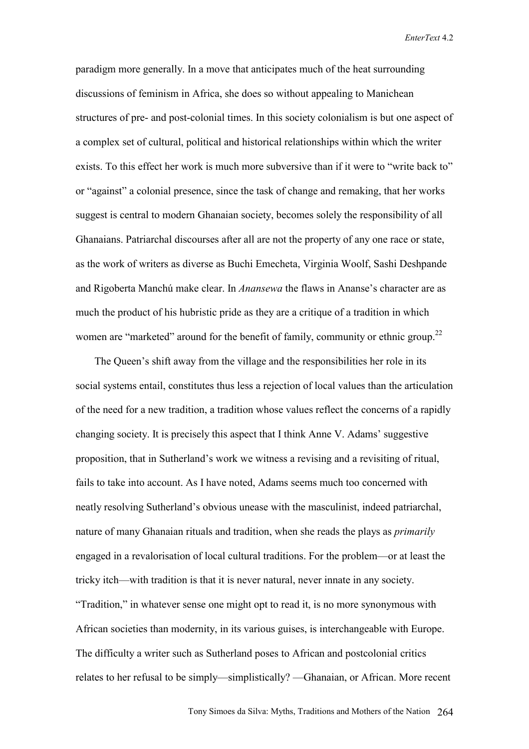paradigm more generally. In a move that anticipates much of the heat surrounding discussions of feminism in Africa, she does so without appealing to Manichean structures of pre- and post-colonial times. In this society colonialism is but one aspect of a complex set of cultural, political and historical relationships within which the writer exists. To this effect her work is much more subversive than if it were to "write back to" or "against" a colonial presence, since the task of change and remaking, that her works suggest is central to modern Ghanaian society, becomes solely the responsibility of all Ghanaians. Patriarchal discourses after all are not the property of any one race or state, as the work of writers as diverse as Buchi Emecheta, Virginia Woolf, Sashi Deshpande and Rigoberta Manchú make clear. In *Anansewa* the flaws in Ananse's character are as much the product of his hubristic pride as they are a critique of a tradition in which women are "marketed" around for the benefit of family, community or ethnic group.[22]

The Queen's shift away from the village and the responsibilities her role in its social systems entail, constitutes thus less a rejection of local values than the articulation of the need for a new tradition, a tradition whose values reflect the concerns of a rapidly changing society. It is precisely this aspect that I think Anne V. Adams' suggestive proposition, that in Sutherland's work we witness a revising and a revisiting of ritual, fails to take into account. As I have noted, Adams seems much too concerned with neatly resolving Sutherland's obvious unease with the masculinist, indeed patriarchal, nature of many Ghanaian rituals and tradition, when she reads the plays as *primarily* engaged in a revalorisation of local cultural traditions. For the problem—or at least the tricky itch—with tradition is that it is never natural, never innate in any society. "Tradition," in whatever sense one might opt to read it, is no more synonymous with African societies than modernity, in its various guises, is interchangeable with Europe. The difficulty a writer such as Sutherland poses to African and postcolonial critics relates to her refusal to be simply—simplistically? —Ghanaian, or African. More recent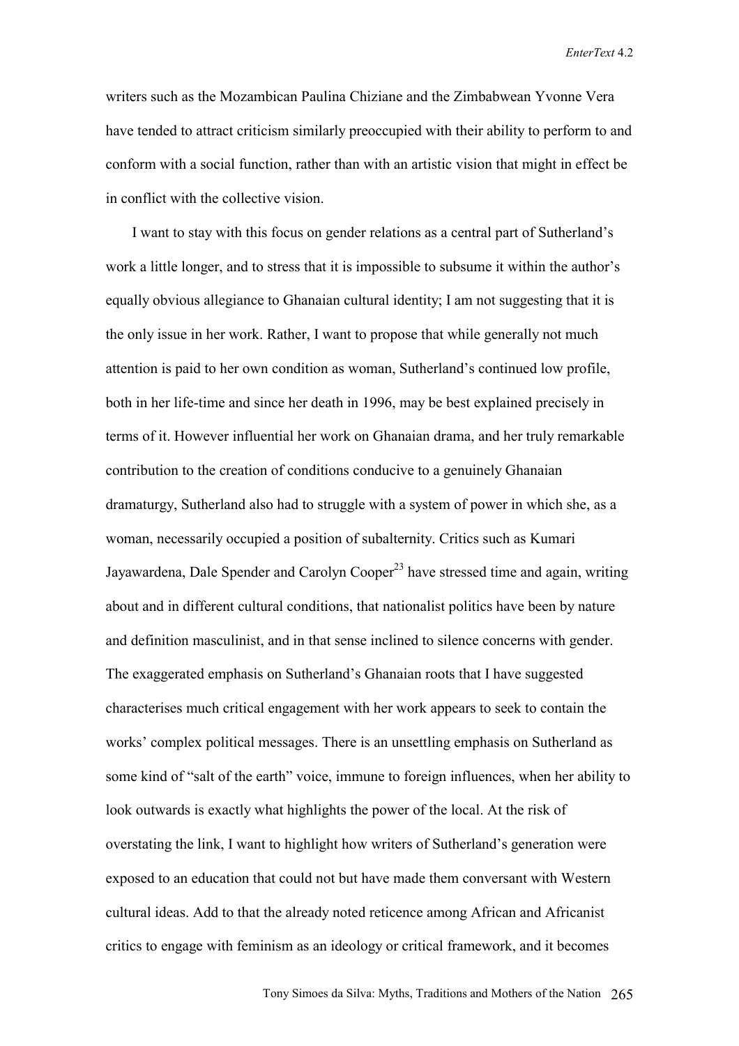writers such as the Mozambican Paulina Chiziane and the Zimbabwean Yvonne Vera have tended to attract criticism similarly preoccupied with their ability to perform to and conform with a social function, rather than with an artistic vision that might in effect be in conflict with the collective vision.

I want to stay with this focus on gender relations as a central part of Sutherland's work a little longer, and to stress that it is impossible to subsume it within the author's equally obvious allegiance to Ghanaian cultural identity; I am not suggesting that it is the only issue in her work. Rather, I want to propose that while generally not much attention is paid to her own condition as woman, Sutherland's continued low profile, both in her life-time and since her death in 1996, may be best explained precisely in terms of it. However influential her work on Ghanaian drama, and her truly remarkable contribution to the creation of conditions conducive to a genuinely Ghanaian dramaturgy, Sutherland also had to struggle with a system of power in which she, as a woman, necessarily occupied a position of subalternity. Critics such as Kumari Jayawardena, Dale Spender and Carolyn Cooper[23] have stressed time and again, writing about and in different cultural conditions, that nationalist politics have been by nature and definition masculinist, and in that sense inclined to silence concerns with gender. The exaggerated emphasis on Sutherland's Ghanaian roots that I have suggested characterises much critical engagement with her work appears to seek to contain the works' complex political messages. There is an unsettling emphasis on Sutherland as some kind of "salt of the earth" voice, immune to foreign influences, when her ability to look outwards is exactly what highlights the power of the local. At the risk of overstating the link, I want to highlight how writers of Sutherland's generation were exposed to an education that could not but have made them conversant with Western cultural ideas. Add to that the already noted reticence among African and Africanist critics to engage with feminism as an ideology or critical framework, and it becomes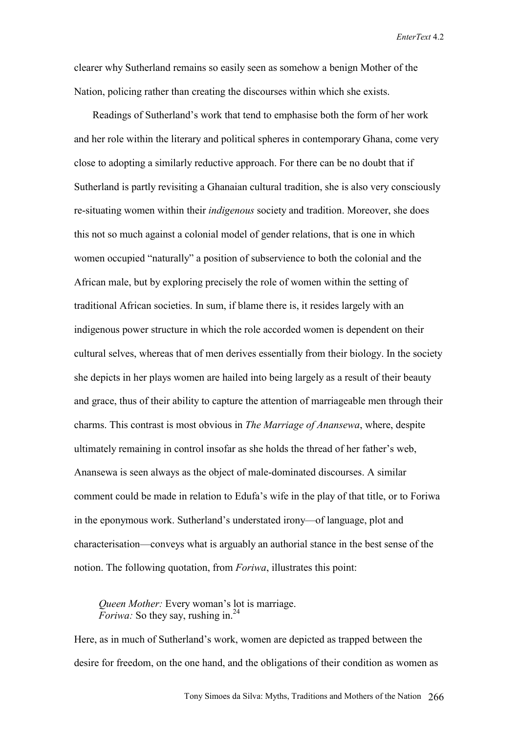clearer why Sutherland remains so easily seen as somehow a benign Mother of the Nation, policing rather than creating the discourses within which she exists.

Readings of Sutherland's work that tend to emphasise both the form of her work and her role within the literary and political spheres in contemporary Ghana, come very close to adopting a similarly reductive approach. For there can be no doubt that if Sutherland is partly revisiting a Ghanaian cultural tradition, she is also very consciously re-situating women within their *indigenous* society and tradition. Moreover, she does this not so much against a colonial model of gender relations, that is one in which women occupied "naturally" a position of subservience to both the colonial and the African male, but by exploring precisely the role of women within the setting of traditional African societies. In sum, if blame there is, it resides largely with an indigenous power structure in which the role accorded women is dependent on their cultural selves, whereas that of men derives essentially from their biology. In the society she depicts in her plays women are hailed into being largely as a result of their beauty and grace, thus of their ability to capture the attention of marriageable men through their charms. This contrast is most obvious in *The Marriage of Anansewa*, where, despite ultimately remaining in control insofar as she holds the thread of her father's web, Anansewa is seen always as the object of male-dominated discourses. A similar comment could be made in relation to Edufa's wife in the play of that title, or to Foriwa in the eponymous work. Sutherland's understated irony—of language, plot and characterisation—conveys what is arguably an authorial stance in the best sense of the notion. The following quotation, from *Foriwa*, illustrates this point:

> *Queen Mother:* Every woman's lot is marriage.
> *Foriwa:* So they say, rushing in.[24]

Here, as in much of Sutherland's work, women are depicted as trapped between the desire for freedom, on the one hand, and the obligations of their condition as women as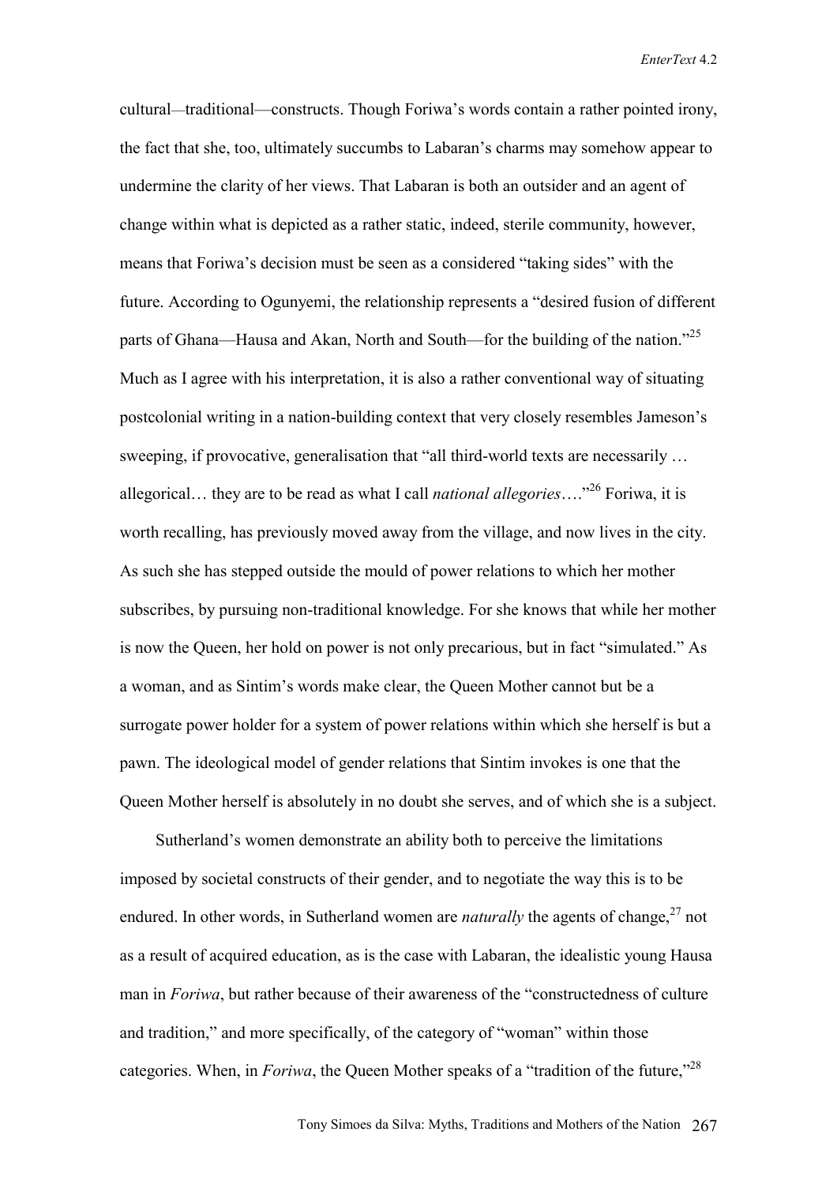cultural—traditional—constructs. Though Foriwa's words contain a rather pointed irony, the fact that she, too, ultimately succumbs to Labaran's charms may somehow appear to undermine the clarity of her views. That Labaran is both an outsider and an agent of change within what is depicted as a rather static, indeed, sterile community, however, means that Foriwa's decision must be seen as a considered "taking sides" with the future. According to Ogunyemi, the relationship represents a "desired fusion of different parts of Ghana—Hausa and Akan, North and South—for the building of the nation."[25] Much as I agree with his interpretation, it is also a rather conventional way of situating postcolonial writing in a nation-building context that very closely resembles Jameson's sweeping, if provocative, generalisation that "all third-world texts are necessarily … allegorical… they are to be read as what I call *national allegories*…."[26] Foriwa, it is worth recalling, has previously moved away from the village, and now lives in the city. As such she has stepped outside the mould of power relations to which her mother subscribes, by pursuing non-traditional knowledge. For she knows that while her mother is now the Queen, her hold on power is not only precarious, but in fact "simulated." As a woman, and as Sintim's words make clear, the Queen Mother cannot but be a surrogate power holder for a system of power relations within which she herself is but a pawn. The ideological model of gender relations that Sintim invokes is one that the Queen Mother herself is absolutely in no doubt she serves, and of which she is a subject.

Sutherland's women demonstrate an ability both to perceive the limitations imposed by societal constructs of their gender, and to negotiate the way this is to be endured. In other words, in Sutherland women are *naturally* the agents of change,[27] not as a result of acquired education, as is the case with Labaran, the idealistic young Hausa man in *Foriwa*, but rather because of their awareness of the "constructedness of culture and tradition," and more specifically, of the category of "woman" within those categories. When, in *Foriwa*, the Queen Mother speaks of a "tradition of the future,"[28]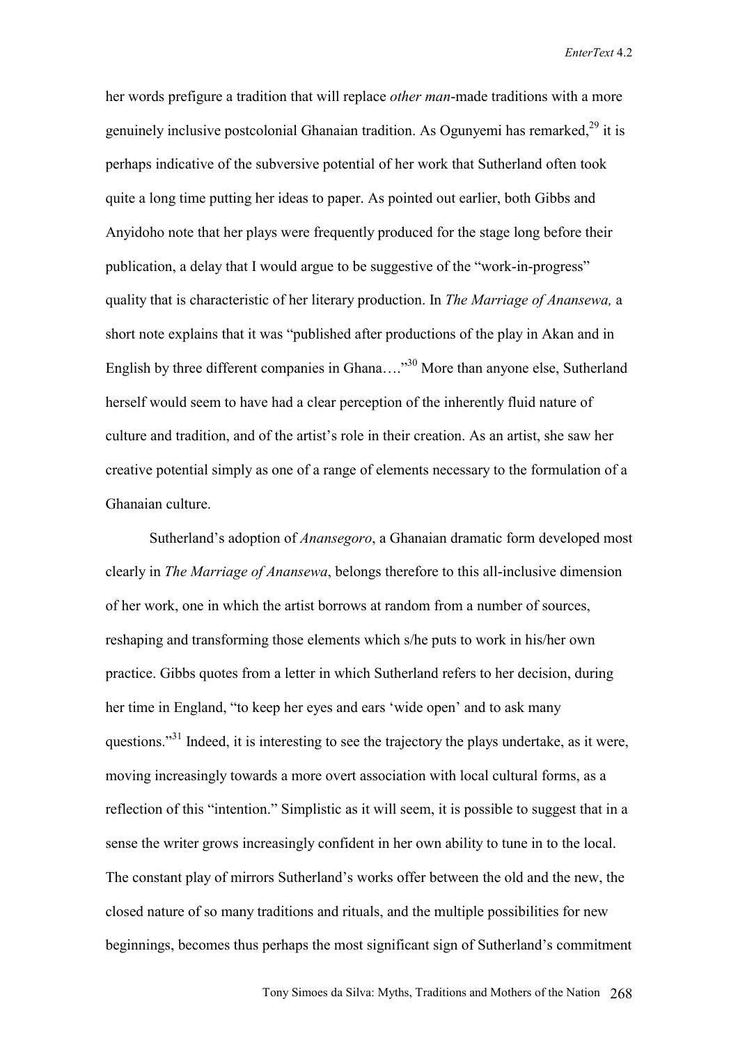her words prefigure a tradition that will replace *other man*-made traditions with a more genuinely inclusive postcolonial Ghanaian tradition. As Ogunyemi has remarked,[29] it is perhaps indicative of the subversive potential of her work that Sutherland often took quite a long time putting her ideas to paper. As pointed out earlier, both Gibbs and Anyidoho note that her plays were frequently produced for the stage long before their publication, a delay that I would argue to be suggestive of the "work-in-progress" quality that is characteristic of her literary production. In *The Marriage of Anansewa,* a short note explains that it was "published after productions of the play in Akan and in English by three different companies in Ghana…."[30] More than anyone else, Sutherland herself would seem to have had a clear perception of the inherently fluid nature of culture and tradition, and of the artist's role in their creation. As an artist, she saw her creative potential simply as one of a range of elements necessary to the formulation of a Ghanaian culture.

Sutherland's adoption of *Anansegoro*, a Ghanaian dramatic form developed most clearly in *The Marriage of Anansewa*, belongs therefore to this all-inclusive dimension of her work, one in which the artist borrows at random from a number of sources, reshaping and transforming those elements which s/he puts to work in his/her own practice. Gibbs quotes from a letter in which Sutherland refers to her decision, during her time in England, "to keep her eyes and ears 'wide open' and to ask many questions."[31] Indeed, it is interesting to see the trajectory the plays undertake, as it were, moving increasingly towards a more overt association with local cultural forms, as a reflection of this "intention." Simplistic as it will seem, it is possible to suggest that in a sense the writer grows increasingly confident in her own ability to tune in to the local. The constant play of mirrors Sutherland's works offer between the old and the new, the closed nature of so many traditions and rituals, and the multiple possibilities for new beginnings, becomes thus perhaps the most significant sign of Sutherland's commitment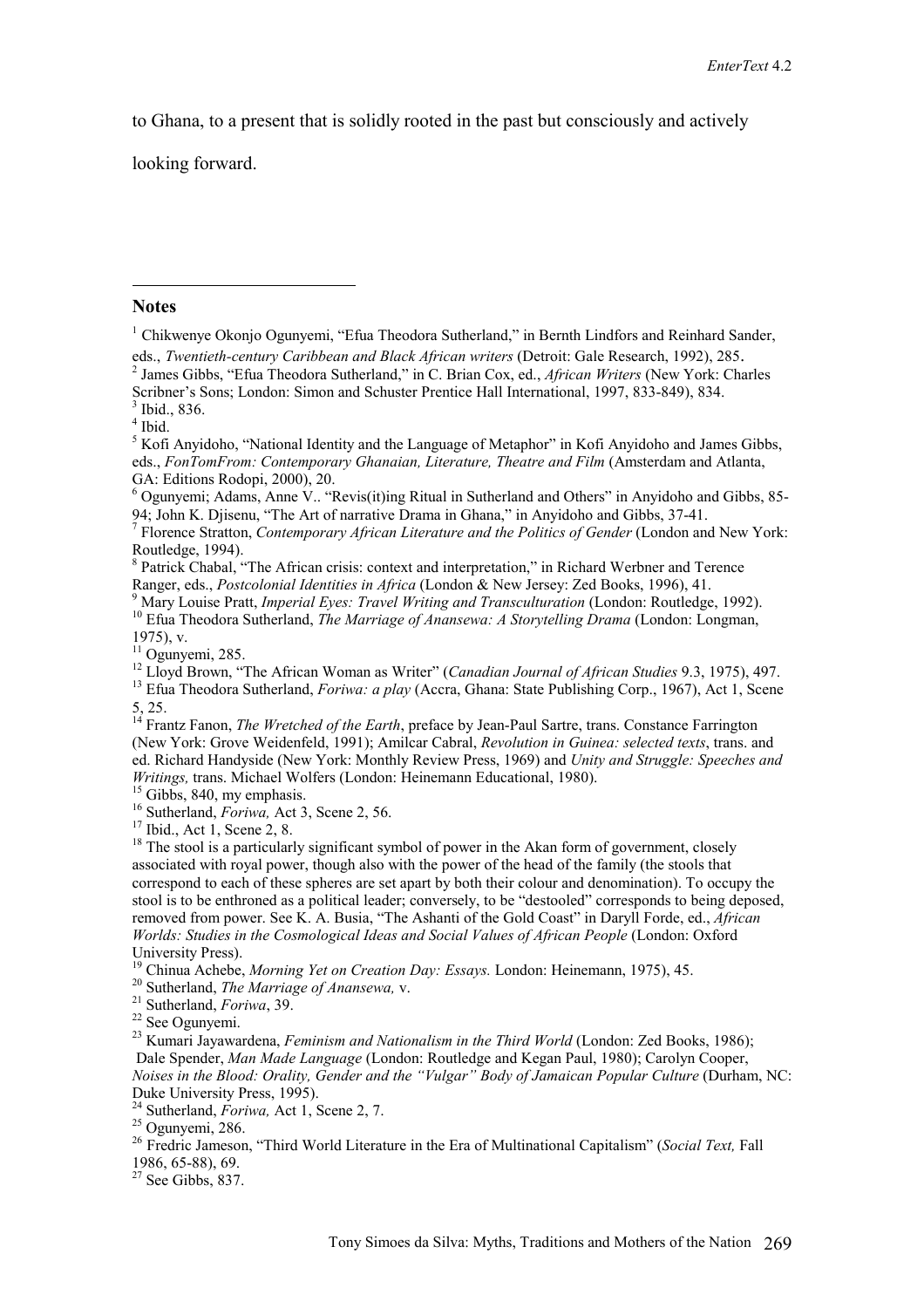to Ghana, to a present that is solidly rooted in the past but consciously and actively looking forward.

---

## Notes

[1] Chikwenye Okonjo Ogunyemi, "Efua Theodora Sutherland," in Bernth Lindfors and Reinhard Sander, eds., *Twentieth-century Caribbean and Black African writers* (Detroit: Gale Research, 1992), 285.

[2] James Gibbs, "Efua Theodora Sutherland," in C. Brian Cox, ed., *African Writers* (New York: Charles Scribner's Sons; London: Simon and Schuster Prentice Hall International, 1997, 833-849), 834.

[3] Ibid., 836.

[4] Ibid.

[5] Kofi Anyidoho, "National Identity and the Language of Metaphor" in Kofi Anyidoho and James Gibbs, eds., *FonTomFrom: Contemporary Ghanaian, Literature, Theatre and Film* (Amsterdam and Atlanta, GA: Editions Rodopi, 2000), 20.

[6] Ogunyemi; Adams, Anne V.. "Revis(it)ing Ritual in Sutherland and Others" in Anyidoho and Gibbs, 85-94; John K. Djisenu, "The Art of narrative Drama in Ghana," in Anyidoho and Gibbs, 37-41.

[7] Florence Stratton, *Contemporary African Literature and the Politics of Gender* (London and New York: Routledge, 1994).

[8] Patrick Chabal, "The African crisis: context and interpretation," in Richard Werbner and Terence Ranger, eds., *Postcolonial Identities in Africa* (London & New Jersey: Zed Books, 1996), 41.

[9] Mary Louise Pratt, *Imperial Eyes: Travel Writing and Transculturation* (London: Routledge, 1992).

[10] Efua Theodora Sutherland, *The Marriage of Anansewa: A Storytelling Drama* (London: Longman, 1975), v.

[11] Ogunyemi, 285.

[12] Lloyd Brown, "The African Woman as Writer" (*Canadian Journal of African Studies* 9.3, 1975), 497.

[13] Efua Theodora Sutherland, *Foriwa: a play* (Accra, Ghana: State Publishing Corp., 1967), Act 1, Scene 5, 25.

[14] Frantz Fanon, *The Wretched of the Earth*, preface by Jean-Paul Sartre, trans. Constance Farrington (New York: Grove Weidenfeld, 1991); Amilcar Cabral, *Revolution in Guinea: selected texts*, trans. and ed. Richard Handyside (New York: Monthly Review Press, 1969) and *Unity and Struggle: Speeches and Writings,* trans. Michael Wolfers (London: Heinemann Educational, 1980).

[15] Gibbs, 840, my emphasis.

[16] Sutherland, *Foriwa,* Act 3, Scene 2, 56.

[17] Ibid., Act 1, Scene 2, 8.

[18] The stool is a particularly significant symbol of power in the Akan form of government, closely associated with royal power, though also with the power of the head of the family (the stools that correspond to each of these spheres are set apart by both their colour and denomination). To occupy the stool is to be enthroned as a political leader; conversely, to be "destooled" corresponds to being deposed, removed from power. See K. A. Busia, "The Ashanti of the Gold Coast" in Daryll Forde, ed., *African Worlds: Studies in the Cosmological Ideas and Social Values of African People* (London: Oxford University Press).

[19] Chinua Achebe, *Morning Yet on Creation Day: Essays.* London: Heinemann, 1975), 45.

[20] Sutherland, *The Marriage of Anansewa,* v.

[21] Sutherland, *Foriwa*, 39.

[22] See Ogunyemi.

[23] Kumari Jayawardena, *Feminism and Nationalism in the Third World* (London: Zed Books, 1986); Dale Spender, *Man Made Language* (London: Routledge and Kegan Paul, 1980); Carolyn Cooper, *Noises in the Blood: Orality, Gender and the "Vulgar" Body of Jamaican Popular Culture* (Durham, NC: Duke University Press, 1995).

[24] Sutherland, *Foriwa,* Act 1, Scene 2, 7.

[25] Ogunyemi, 286.

[26] Fredric Jameson, "Third World Literature in the Era of Multinational Capitalism" (*Social Text,* Fall 1986, 65-88), 69.

[27] See Gibbs, 837.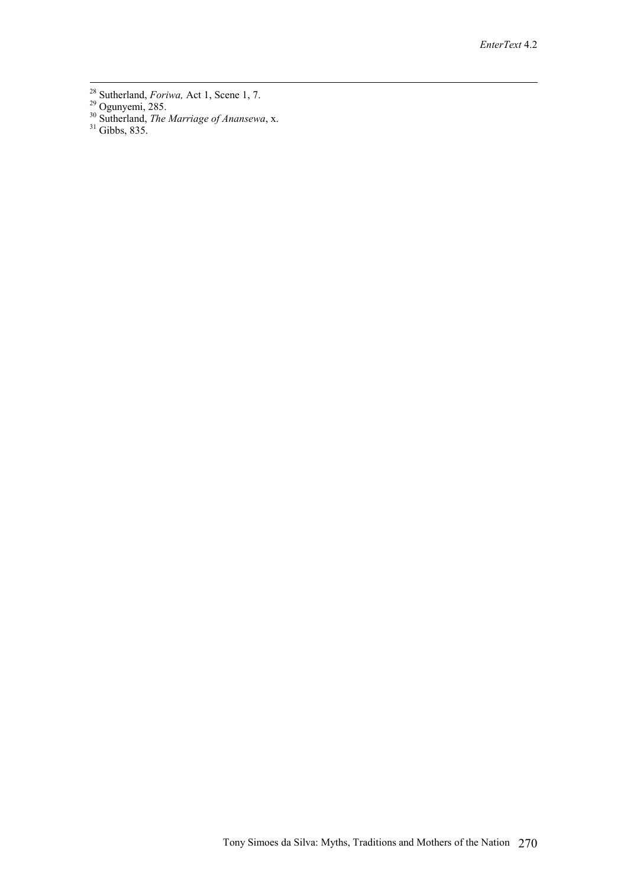[28] Sutherland, *Foriwa,* Act 1, Scene 1, 7.
[29] Ogunyemi, 285.
[30] Sutherland, *The Marriage of Anansewa*, x.
[31] Gibbs, 835.